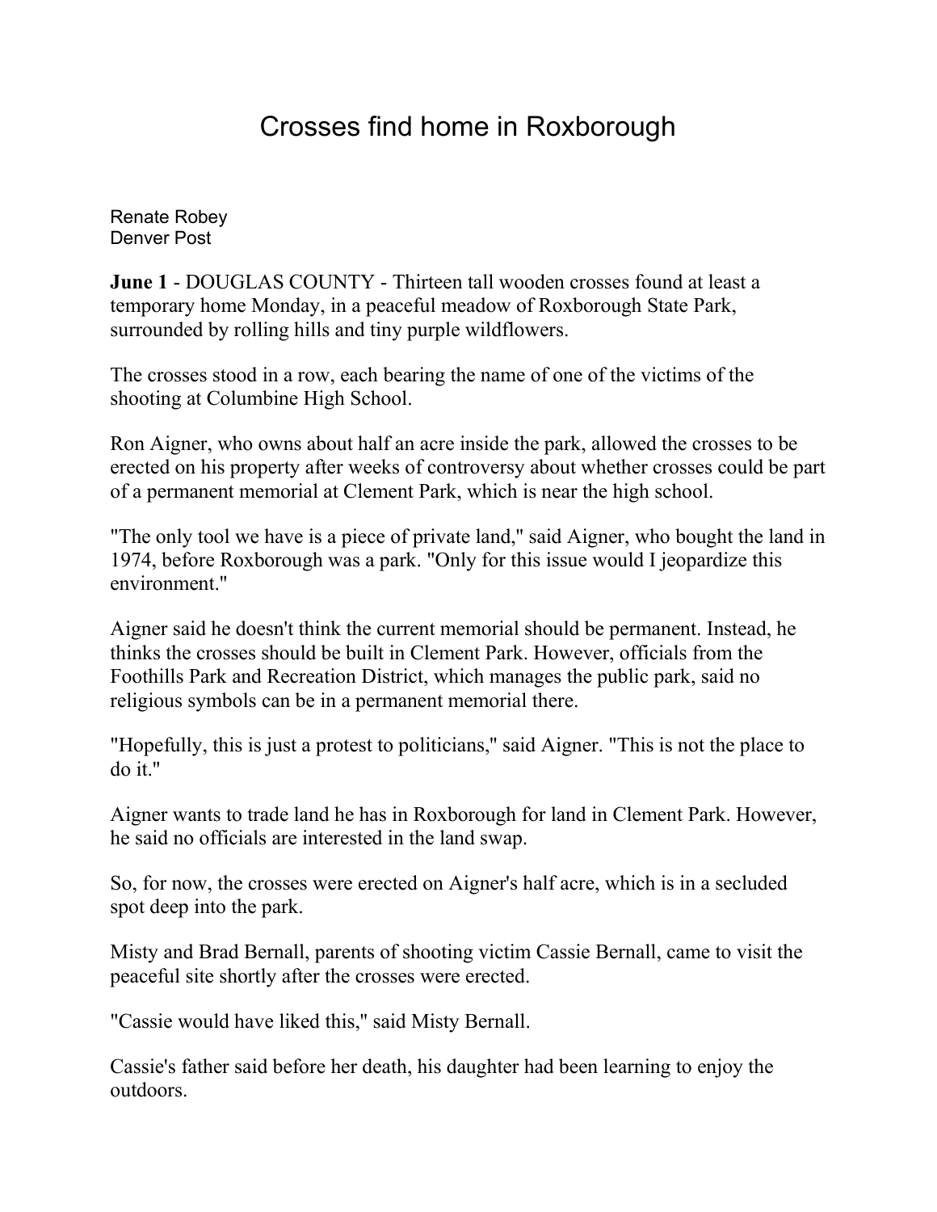# Crosses find home in Roxborough

Renate Robey
Denver Post

**June 1** - DOUGLAS COUNTY - Thirteen tall wooden crosses found at least a temporary home Monday, in a peaceful meadow of Roxborough State Park, surrounded by rolling hills and tiny purple wildflowers.

The crosses stood in a row, each bearing the name of one of the victims of the shooting at Columbine High School.

Ron Aigner, who owns about half an acre inside the park, allowed the crosses to be erected on his property after weeks of controversy about whether crosses could be part of a permanent memorial at Clement Park, which is near the high school.

"The only tool we have is a piece of private land," said Aigner, who bought the land in 1974, before Roxborough was a park. "Only for this issue would I jeopardize this environment."

Aigner said he doesn't think the current memorial should be permanent. Instead, he thinks the crosses should be built in Clement Park. However, officials from the Foothills Park and Recreation District, which manages the public park, said no religious symbols can be in a permanent memorial there.

"Hopefully, this is just a protest to politicians," said Aigner. "This is not the place to do it."

Aigner wants to trade land he has in Roxborough for land in Clement Park. However, he said no officials are interested in the land swap.

So, for now, the crosses were erected on Aigner's half acre, which is in a secluded spot deep into the park.

Misty and Brad Bernall, parents of shooting victim Cassie Bernall, came to visit the peaceful site shortly after the crosses were erected.

"Cassie would have liked this," said Misty Bernall.

Cassie's father said before her death, his daughter had been learning to enjoy the outdoors.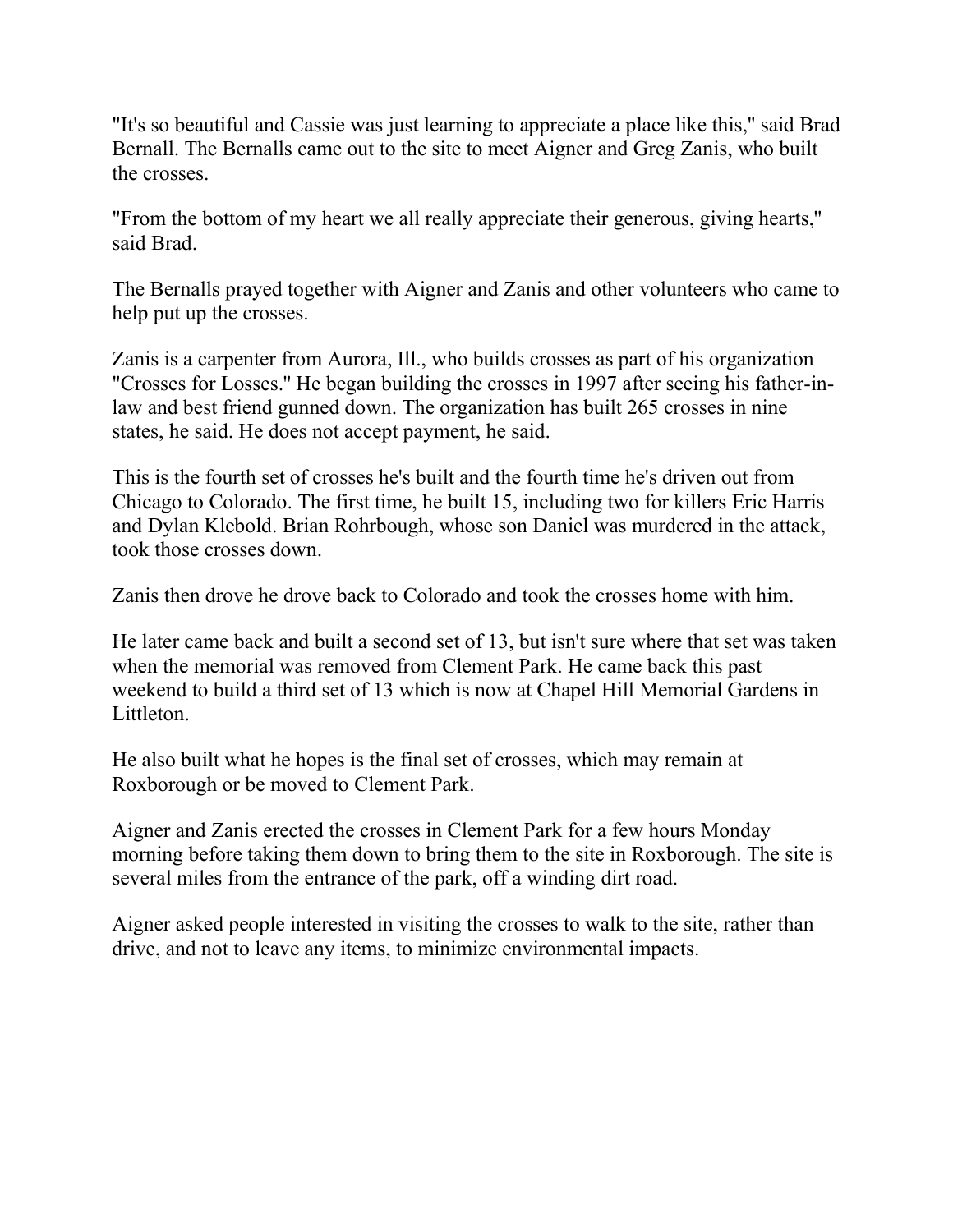"It's so beautiful and Cassie was just learning to appreciate a place like this," said Brad Bernall. The Bernalls came out to the site to meet Aigner and Greg Zanis, who built the crosses.

"From the bottom of my heart we all really appreciate their generous, giving hearts," said Brad.

The Bernalls prayed together with Aigner and Zanis and other volunteers who came to help put up the crosses.

Zanis is a carpenter from Aurora, Ill., who builds crosses as part of his organization "Crosses for Losses." He began building the crosses in 1997 after seeing his father-in-law and best friend gunned down. The organization has built 265 crosses in nine states, he said. He does not accept payment, he said.

This is the fourth set of crosses he's built and the fourth time he's driven out from Chicago to Colorado. The first time, he built 15, including two for killers Eric Harris and Dylan Klebold. Brian Rohrbough, whose son Daniel was murdered in the attack, took those crosses down.

Zanis then drove he drove back to Colorado and took the crosses home with him.

He later came back and built a second set of 13, but isn't sure where that set was taken when the memorial was removed from Clement Park. He came back this past weekend to build a third set of 13 which is now at Chapel Hill Memorial Gardens in Littleton.

He also built what he hopes is the final set of crosses, which may remain at Roxborough or be moved to Clement Park.

Aigner and Zanis erected the crosses in Clement Park for a few hours Monday morning before taking them down to bring them to the site in Roxborough. The site is several miles from the entrance of the park, off a winding dirt road.

Aigner asked people interested in visiting the crosses to walk to the site, rather than drive, and not to leave any items, to minimize environmental impacts.